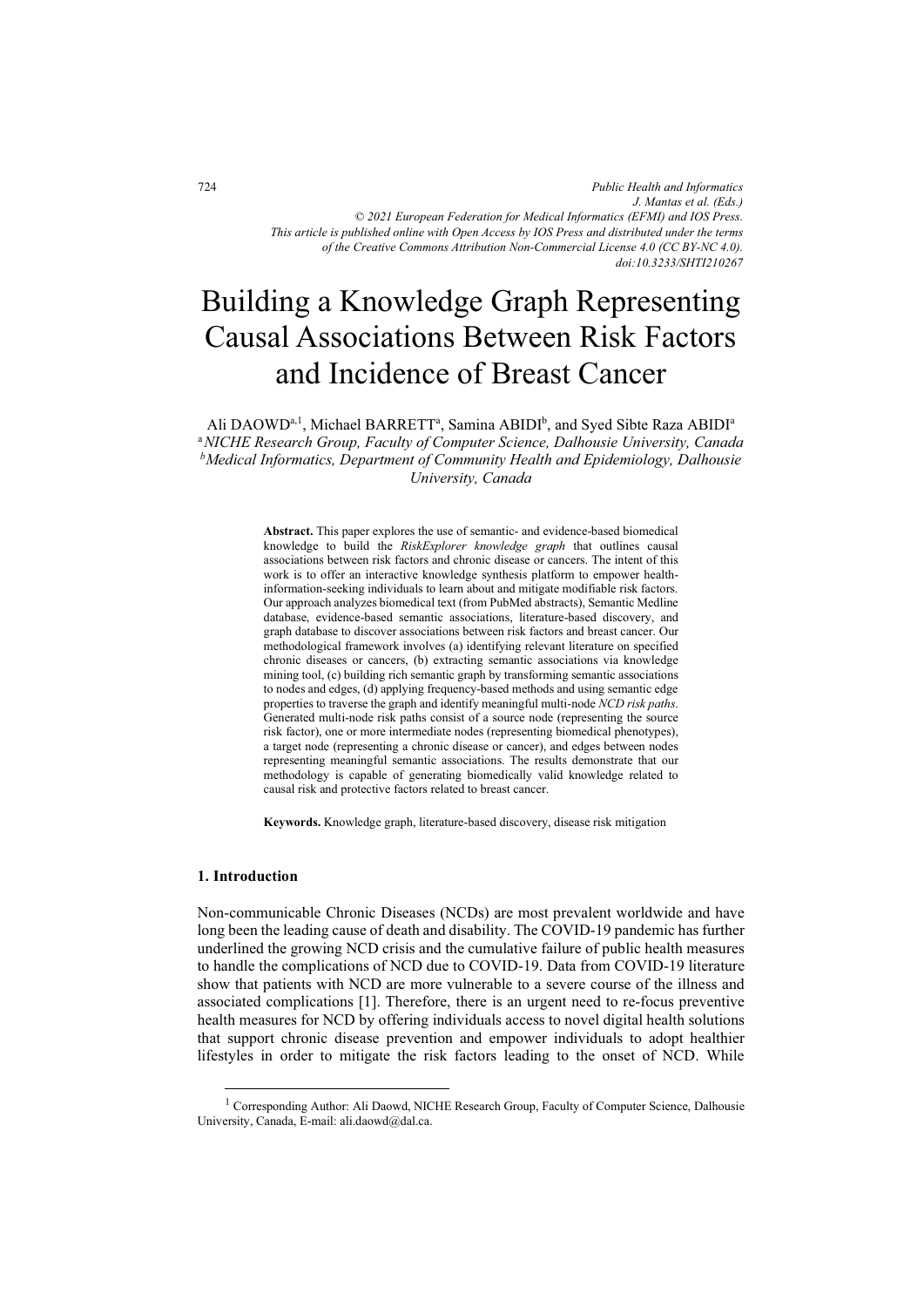# Building a Knowledge Graph Representing Causal Associations Between Risk Factors and Incidence of Breast Cancer

Ali DAOWD[a,1], Michael BARRETT[a], Samina ABIDI[b], and Syed Sibte Raza ABIDI[a]

[a] *NICHE Research Group, Faculty of Computer Science, Dalhousie University, Canada*

[b] *Medical Informatics, Department of Community Health and Epidemiology, Dalhousie University, Canada*

**Abstract.** This paper explores the use of semantic- and evidence-based biomedical knowledge to build the *RiskExplorer knowledge graph* that outlines causal associations between risk factors and chronic disease or cancers. The intent of this work is to offer an interactive knowledge synthesis platform to empower health-information-seeking individuals to learn about and mitigate modifiable risk factors. Our approach analyzes biomedical text (from PubMed abstracts), Semantic Medline database, evidence-based semantic associations, literature-based discovery, and graph database to discover associations between risk factors and breast cancer. Our methodological framework involves (a) identifying relevant literature on specified chronic diseases or cancers, (b) extracting semantic associations via knowledge mining tool, (c) building rich semantic graph by transforming semantic associations to nodes and edges, (d) applying frequency-based methods and using semantic edge properties to traverse the graph and identify meaningful multi-node *NCD risk paths*. Generated multi-node risk paths consist of a source node (representing the source risk factor), one or more intermediate nodes (representing biomedical phenotypes), a target node (representing a chronic disease or cancer), and edges between nodes representing meaningful semantic associations. The results demonstrate that our methodology is capable of generating biomedically valid knowledge related to causal risk and protective factors related to breast cancer.

**Keywords.** Knowledge graph, literature-based discovery, disease risk mitigation

## 1. Introduction

Non-communicable Chronic Diseases (NCDs) are most prevalent worldwide and have long been the leading cause of death and disability. The COVID-19 pandemic has further underlined the growing NCD crisis and the cumulative failure of public health measures to handle the complications of NCD due to COVID-19. Data from COVID-19 literature show that patients with NCD are more vulnerable to a severe course of the illness and associated complications [1]. Therefore, there is an urgent need to re-focus preventive health measures for NCD by offering individuals access to novel digital health solutions that support chronic disease prevention and empower individuals to adopt healthier lifestyles in order to mitigate the risk factors leading to the onset of NCD. While

[1] Corresponding Author: Ali Daowd, NICHE Research Group, Faculty of Computer Science, Dalhousie University, Canada, E-mail: ali.daowd@dal.ca.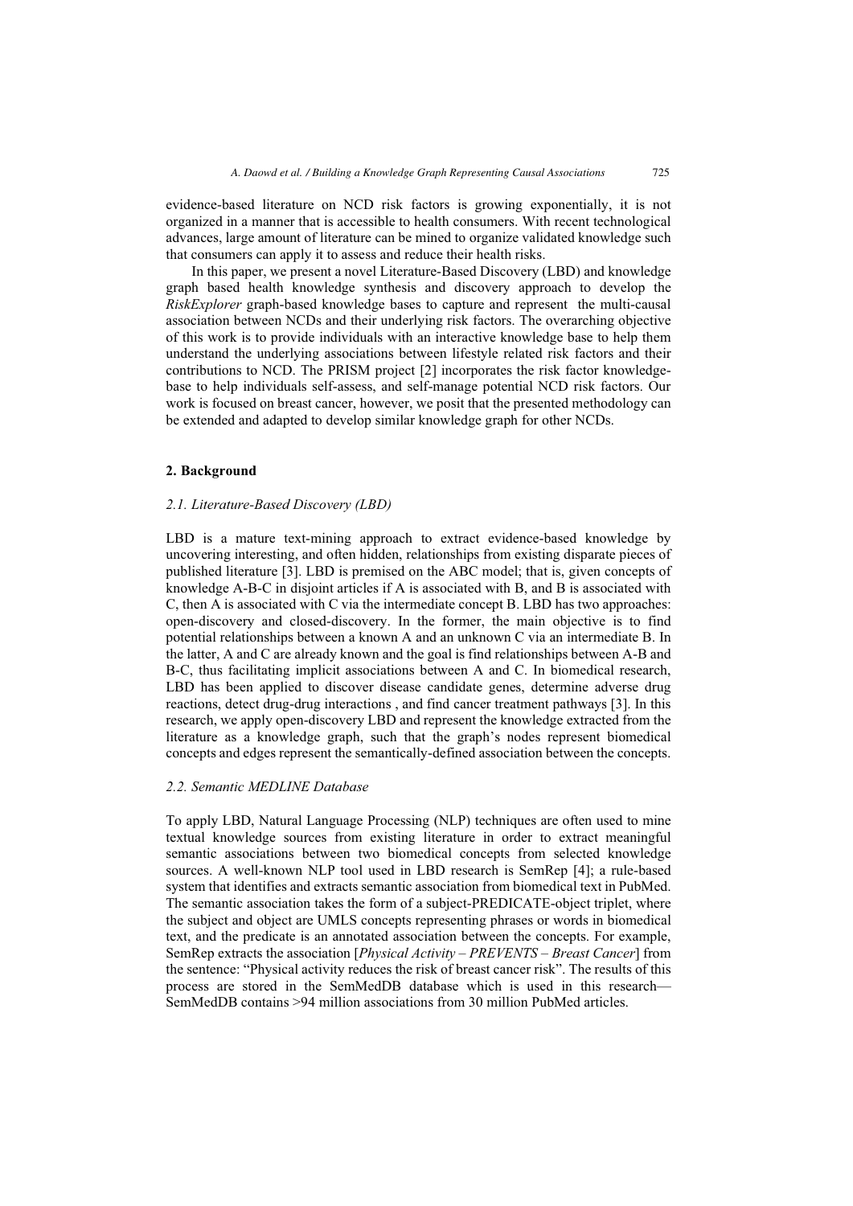evidence-based literature on NCD risk factors is growing exponentially, it is not organized in a manner that is accessible to health consumers. With recent technological advances, large amount of literature can be mined to organize validated knowledge such that consumers can apply it to assess and reduce their health risks.

In this paper, we present a novel Literature-Based Discovery (LBD) and knowledge graph based health knowledge synthesis and discovery approach to develop the *RiskExplorer* graph-based knowledge bases to capture and represent the multi-causal association between NCDs and their underlying risk factors. The overarching objective of this work is to provide individuals with an interactive knowledge base to help them understand the underlying associations between lifestyle related risk factors and their contributions to NCD. The PRISM project [2] incorporates the risk factor knowledge-base to help individuals self-assess, and self-manage potential NCD risk factors. Our work is focused on breast cancer, however, we posit that the presented methodology can be extended and adapted to develop similar knowledge graph for other NCDs.

## 2. Background

### *2.1. Literature-Based Discovery (LBD)*

LBD is a mature text-mining approach to extract evidence-based knowledge by uncovering interesting, and often hidden, relationships from existing disparate pieces of published literature [3]. LBD is premised on the ABC model; that is, given concepts of knowledge A-B-C in disjoint articles if A is associated with B, and B is associated with C, then A is associated with C via the intermediate concept B. LBD has two approaches: open-discovery and closed-discovery. In the former, the main objective is to find potential relationships between a known A and an unknown C via an intermediate B. In the latter, A and C are already known and the goal is find relationships between A-B and B-C, thus facilitating implicit associations between A and C. In biomedical research, LBD has been applied to discover disease candidate genes, determine adverse drug reactions, detect drug-drug interactions , and find cancer treatment pathways [3]. In this research, we apply open-discovery LBD and represent the knowledge extracted from the literature as a knowledge graph, such that the graph's nodes represent biomedical concepts and edges represent the semantically-defined association between the concepts.

### *2.2. Semantic MEDLINE Database*

To apply LBD, Natural Language Processing (NLP) techniques are often used to mine textual knowledge sources from existing literature in order to extract meaningful semantic associations between two biomedical concepts from selected knowledge sources. A well-known NLP tool used in LBD research is SemRep [4]; a rule-based system that identifies and extracts semantic association from biomedical text in PubMed. The semantic association takes the form of a subject-PREDICATE-object triplet, where the subject and object are UMLS concepts representing phrases or words in biomedical text, and the predicate is an annotated association between the concepts. For example, SemRep extracts the association [*Physical Activity – PREVENTS – Breast Cancer*] from the sentence: "Physical activity reduces the risk of breast cancer risk". The results of this process are stored in the SemMedDB database which is used in this research— SemMedDB contains >94 million associations from 30 million PubMed articles.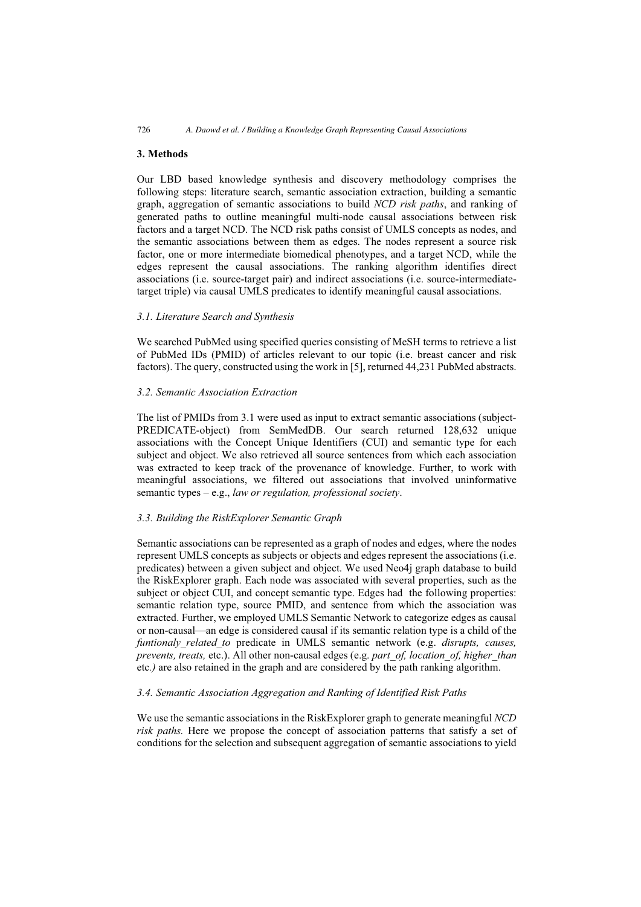## 3. Methods

Our LBD based knowledge synthesis and discovery methodology comprises the following steps: literature search, semantic association extraction, building a semantic graph, aggregation of semantic associations to build *NCD risk paths*, and ranking of generated paths to outline meaningful multi-node causal associations between risk factors and a target NCD. The NCD risk paths consist of UMLS concepts as nodes, and the semantic associations between them as edges. The nodes represent a source risk factor, one or more intermediate biomedical phenotypes, and a target NCD, while the edges represent the causal associations. The ranking algorithm identifies direct associations (i.e. source-target pair) and indirect associations (i.e. source-intermediate-target triple) via causal UMLS predicates to identify meaningful causal associations.

### *3.1. Literature Search and Synthesis*

We searched PubMed using specified queries consisting of MeSH terms to retrieve a list of PubMed IDs (PMID) of articles relevant to our topic (i.e. breast cancer and risk factors). The query, constructed using the work in [5], returned 44,231 PubMed abstracts.

### *3.2. Semantic Association Extraction*

The list of PMIDs from 3.1 were used as input to extract semantic associations (subject-PREDICATE-object) from SemMedDB. Our search returned 128,632 unique associations with the Concept Unique Identifiers (CUI) and semantic type for each subject and object. We also retrieved all source sentences from which each association was extracted to keep track of the provenance of knowledge. Further, to work with meaningful associations, we filtered out associations that involved uninformative semantic types – e.g., *law or regulation, professional society*.

### *3.3. Building the RiskExplorer Semantic Graph*

Semantic associations can be represented as a graph of nodes and edges, where the nodes represent UMLS concepts as subjects or objects and edges represent the associations (i.e. predicates) between a given subject and object. We used Neo4j graph database to build the RiskExplorer graph. Each node was associated with several properties, such as the subject or object CUI, and concept semantic type. Edges had the following properties: semantic relation type, source PMID, and sentence from which the association was extracted. Further, we employed UMLS Semantic Network to categorize edges as causal or non-causal—an edge is considered causal if its semantic relation type is a child of the *funtionaly_related_to* predicate in UMLS semantic network (e.g. *disrupts, causes, prevents, treats,* etc.). All other non-causal edges (e.g. *part_of, location_of, higher_than* etc.) are also retained in the graph and are considered by the path ranking algorithm.

### *3.4. Semantic Association Aggregation and Ranking of Identified Risk Paths*

We use the semantic associations in the RiskExplorer graph to generate meaningful *NCD risk paths.* Here we propose the concept of association patterns that satisfy a set of conditions for the selection and subsequent aggregation of semantic associations to yield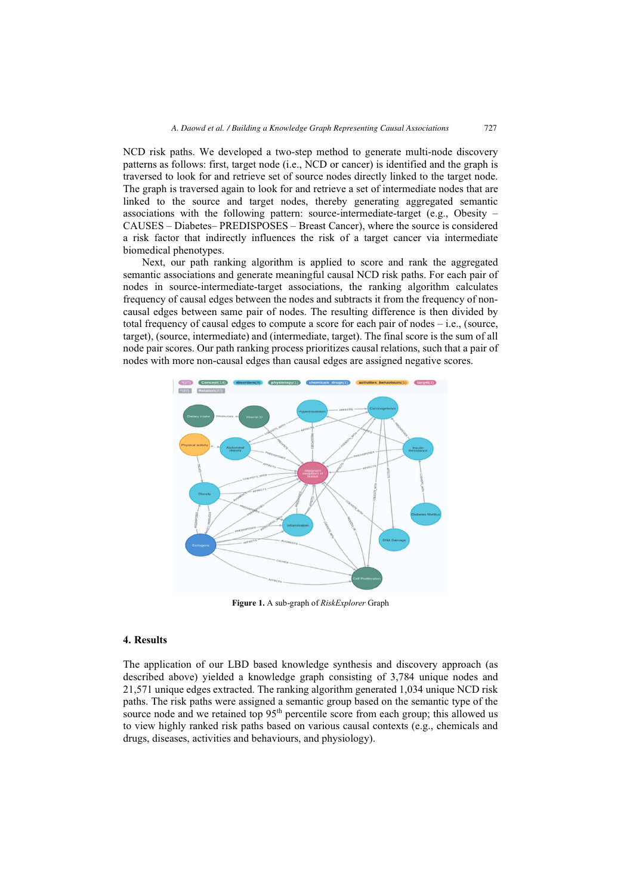NCD risk paths. We developed a two-step method to generate multi-node discovery patterns as follows: first, target node (i.e., NCD or cancer) is identified and the graph is traversed to look for and retrieve set of source nodes directly linked to the target node. The graph is traversed again to look for and retrieve a set of intermediate nodes that are linked to the source and target nodes, thereby generating aggregated semantic associations with the following pattern: source-intermediate-target (e.g., Obesity – CAUSES – Diabetes– PREDISPOSES – Breast Cancer), where the source is considered a risk factor that indirectly influences the risk of a target cancer via intermediate biomedical phenotypes.

Next, our path ranking algorithm is applied to score and rank the aggregated semantic associations and generate meaningful causal NCD risk paths. For each pair of nodes in source-intermediate-target associations, the ranking algorithm calculates frequency of causal edges between the nodes and subtracts it from the frequency of non-causal edges between same pair of nodes. The resulting difference is then divided by total frequency of causal edges to compute a score for each pair of nodes – i.e., (source, target), (source, intermediate) and (intermediate, target). The final score is the sum of all node pair scores. Our path ranking process prioritizes causal relations, such that a pair of nodes with more non-causal edges than causal edges are assigned negative scores.

**Figure 1.** A sub-graph of *RiskExplorer* Graph

## 4. Results

The application of our LBD based knowledge synthesis and discovery approach (as described above) yielded a knowledge graph consisting of 3,784 unique nodes and 21,571 unique edges extracted. The ranking algorithm generated 1,034 unique NCD risk paths. The risk paths were assigned a semantic group based on the semantic type of the source node and we retained top 95$^{th}$ percentile score from each group; this allowed us to view highly ranked risk paths based on various causal contexts (e.g., chemicals and drugs, diseases, activities and behaviours, and physiology).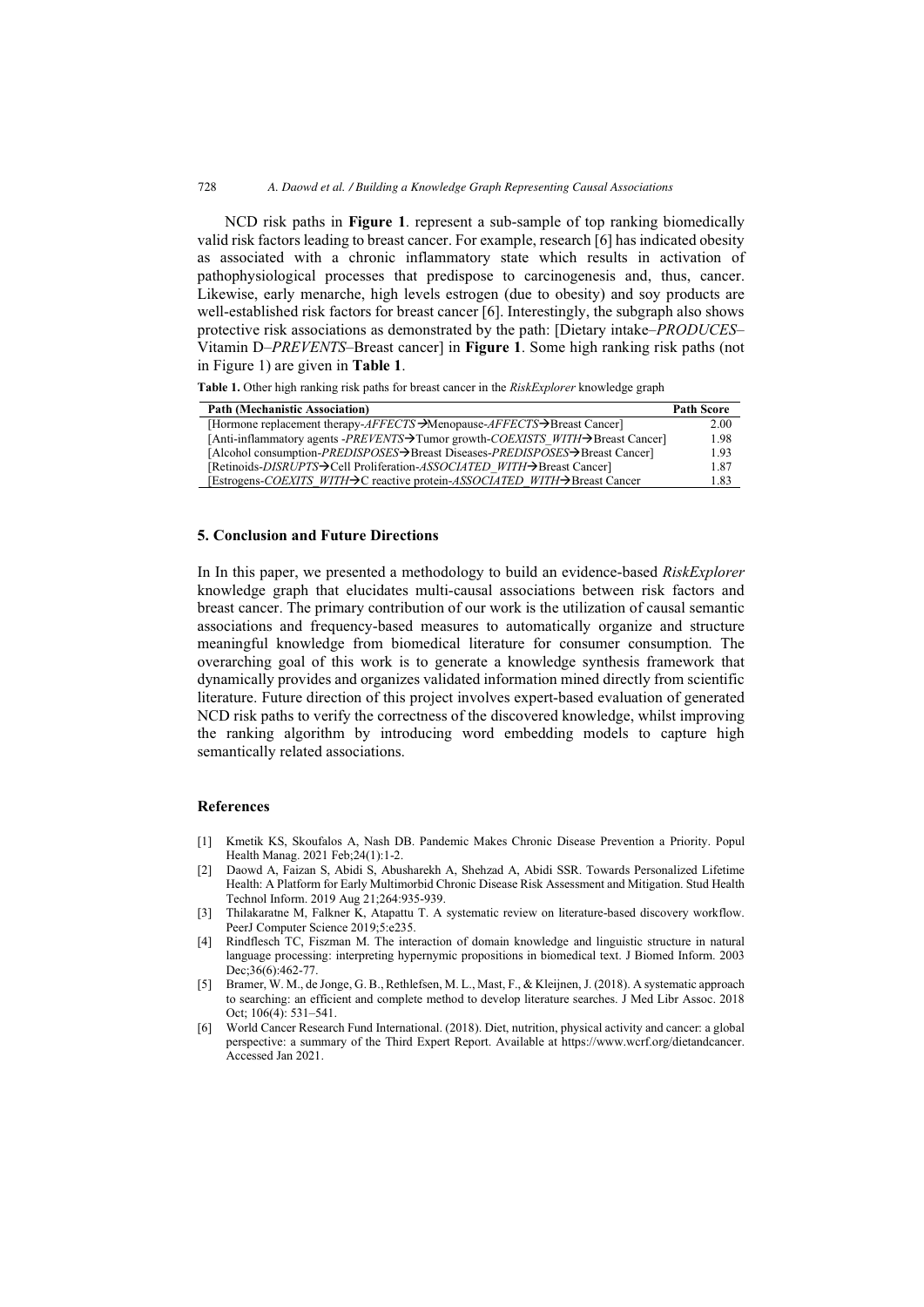NCD risk paths in **Figure 1**. represent a sub-sample of top ranking biomedically valid risk factors leading to breast cancer. For example, research [6] has indicated obesity as associated with a chronic inflammatory state which results in activation of pathophysiological processes that predispose to carcinogenesis and, thus, cancer. Likewise, early menarche, high levels estrogen (due to obesity) and soy products are well-established risk factors for breast cancer [6]. Interestingly, the subgraph also shows protective risk associations as demonstrated by the path: [Dietary intake–*PRODUCES*–Vitamin D–*PREVENTS*–Breast cancer] in **Figure 1**. Some high ranking risk paths (not in Figure 1) are given in **Table 1**.

**Table 1.** Other high ranking risk paths for breast cancer in the *RiskExplorer* knowledge graph

| Path (Mechanistic Association) | Path Score |
|---|---|
| [Hormone replacement therapy-*AFFECTS*→Menopause-*AFFECTS*→Breast Cancer] | 2.00 |
| [Anti-inflammatory agents -*PREVENTS*→Tumor growth-*COEXISTS_WITH*→Breast Cancer] | 1.98 |
| [Alcohol consumption-*PREDISPOSES*→Breast Diseases-*PREDISPOSES*→Breast Cancer] | 1.93 |
| [Retinoids-*DISRUPTS*→Cell Proliferation-*ASSOCIATED_WITH*→Breast Cancer] | 1.87 |
| [Estrogens-*COEXITS_WITH*→C reactive protein-*ASSOCIATED_WITH*→Breast Cancer | 1.83 |

## 5. Conclusion and Future Directions

In In this paper, we presented a methodology to build an evidence-based *RiskExplorer* knowledge graph that elucidates multi-causal associations between risk factors and breast cancer. The primary contribution of our work is the utilization of causal semantic associations and frequency-based measures to automatically organize and structure meaningful knowledge from biomedical literature for consumer consumption. The overarching goal of this work is to generate a knowledge synthesis framework that dynamically provides and organizes validated information mined directly from scientific literature. Future direction of this project involves expert-based evaluation of generated NCD risk paths to verify the correctness of the discovered knowledge, whilst improving the ranking algorithm by introducing word embedding models to capture high semantically related associations.

## References

[1] Kmetik KS, Skoufalos A, Nash DB. Pandemic Makes Chronic Disease Prevention a Priority. Popul Health Manag. 2021 Feb;24(1):1-2.

[2] Daowd A, Faizan S, Abidi S, Abusharekh A, Shehzad A, Abidi SSR. Towards Personalized Lifetime Health: A Platform for Early Multimorbid Chronic Disease Risk Assessment and Mitigation. Stud Health Technol Inform. 2019 Aug 21;264:935-939.

[3] Thilakaratne M, Falkner K, Atapattu T. A systematic review on literature-based discovery workflow. PeerJ Computer Science 2019;5:e235.

[4] Rindflesch TC, Fiszman M. The interaction of domain knowledge and linguistic structure in natural language processing: interpreting hypernymic propositions in biomedical text. J Biomed Inform. 2003 Dec;36(6):462-77.

[5] Bramer, W. M., de Jonge, G. B., Rethlefsen, M. L., Mast, F., & Kleijnen, J. (2018). A systematic approach to searching: an efficient and complete method to develop literature searches. J Med Libr Assoc. 2018 Oct; 106(4): 531–541.

[6] World Cancer Research Fund International. (2018). Diet, nutrition, physical activity and cancer: a global perspective: a summary of the Third Expert Report. Available at https://www.wcrf.org/dietandcancer. Accessed Jan 2021.